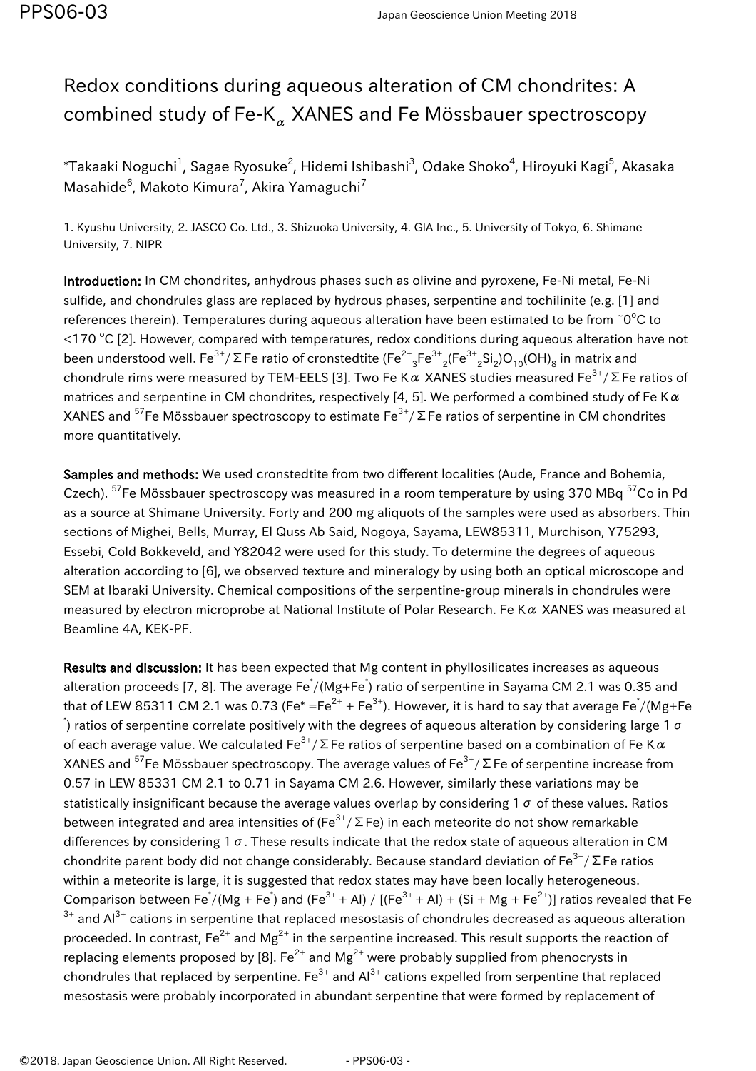# Redox conditions during aqueous alteration of CM chondrites: A combined study of Fe-K$_\alpha$ XANES and Fe Mössbauer spectroscopy

*Takaaki Noguchi[1], Sagae Ryosuke[2], Hidemi Ishibashi[3], Odake Shoko[4], Hiroyuki Kagi[5], Akasaka Masahide[6], Makoto Kimura[7], Akira Yamaguchi[7]

1. Kyushu University, 2. JASCO Co. Ltd., 3. Shizuoka University, 4. GIA Inc., 5. University of Tokyo, 6. Shimane University, 7. NIPR

**Introduction:** In CM chondrites, anhydrous phases such as olivine and pyroxene, Fe-Ni metal, Fe-Ni sulfide, and chondrules glass are replaced by hydrous phases, serpentine and tochilinite (e.g. [1] and references therein). Temperatures during aqueous alteration have been estimated to be from ~0°C to <170 °C [2]. However, compared with temperatures, redox conditions during aqueous alteration have not been understood well. $Fe^{3+}/\Sigma Fe$ ratio of cronstedtite ($(Fe^{2+}{}_3Fe^{3+}{}_2(Fe^{3+}{}_2Si_2)O_{10}(OH)_8$) in matrix and chondrule rims were measured by TEM-EELS [3]. Two Fe K$\alpha$ XANES studies measured $Fe^{3+}/\Sigma Fe$ ratios of matrices and serpentine in CM chondrites, respectively [4, 5]. We performed a combined study of Fe K$\alpha$ XANES and $^{57}Fe$ Mössbauer spectroscopy to estimate $Fe^{3+}/\Sigma Fe$ ratios of serpentine in CM chondrites more quantitatively.

**Samples and methods:** We used cronstedtite from two different localities (Aude, France and Bohemia, Czech). $^{57}Fe$ Mössbauer spectroscopy was measured in a room temperature by using 370 MBq $^{57}Co$ in Pd as a source at Shimane University. Forty and 200 mg aliquots of the samples were used as absorbers. Thin sections of Mighei, Bells, Murray, El Quss Ab Said, Nogoya, Sayama, LEW85311, Murchison, Y75293, Essebi, Cold Bokkeveld, and Y82042 were used for this study. To determine the degrees of aqueous alteration according to [6], we observed texture and mineralogy by using both an optical microscope and SEM at Ibaraki University. Chemical compositions of the serpentine-group minerals in chondrules were measured by electron microprobe at National Institute of Polar Research. Fe K$\alpha$ XANES was measured at Beamline 4A, KEK-PF.

**Results and discussion:** It has been expected that Mg content in phyllosilicates increases as aqueous alteration proceeds [7, 8]. The average $Fe^*/(Mg+Fe^*)$ ratio of serpentine in Sayama CM 2.1 was 0.35 and that of LEW 85311 CM 2.1 was 0.73 ($Fe^* = Fe^{2+} + Fe^{3+}$). However, it is hard to say that average $Fe^*/(Mg+Fe^*)$ ratios of serpentine correlate positively with the degrees of aqueous alteration by considering large 1$\sigma$ of each average value. We calculated $Fe^{3+}/\Sigma Fe$ ratios of serpentine based on a combination of Fe K$\alpha$ XANES and $^{57}Fe$ Mössbauer spectroscopy. The average values of $Fe^{3+}/\Sigma Fe$ of serpentine increase from 0.57 in LEW 85331 CM 2.1 to 0.71 in Sayama CM 2.6. However, similarly these variations may be statistically insignificant because the average values overlap by considering 1$\sigma$ of these values. Ratios between integrated and area intensities of ($Fe^{3+}/\Sigma Fe$) in each meteorite do not show remarkable differences by considering 1$\sigma$. These results indicate that the redox state of aqueous alteration in CM chondrite parent body did not change considerably. Because standard deviation of $Fe^{3+}/\Sigma Fe$ ratios within a meteorite is large, it is suggested that redox states may have been locally heterogeneous. Comparison between $Fe^*/(Mg + Fe^*)$ and $(Fe^{3+} + Al) / [(Fe^{3+} + Al) + (Si + Mg + Fe^{2+})]$ ratios revealed that $Fe^{3+}$ and $Al^{3+}$ cations in serpentine that replaced mesostasis of chondrules decreased as aqueous alteration proceeded. In contrast, $Fe^{2+}$ and $Mg^{2+}$ in the serpentine increased. This result supports the reaction of replacing elements proposed by [8]. $Fe^{2+}$ and $Mg^{2+}$ were probably supplied from phenocrysts in chondrules that replaced by serpentine. $Fe^{3+}$ and $Al^{3+}$ cations expelled from serpentine that replaced mesostasis were probably incorporated in abundant serpentine that were formed by replacement of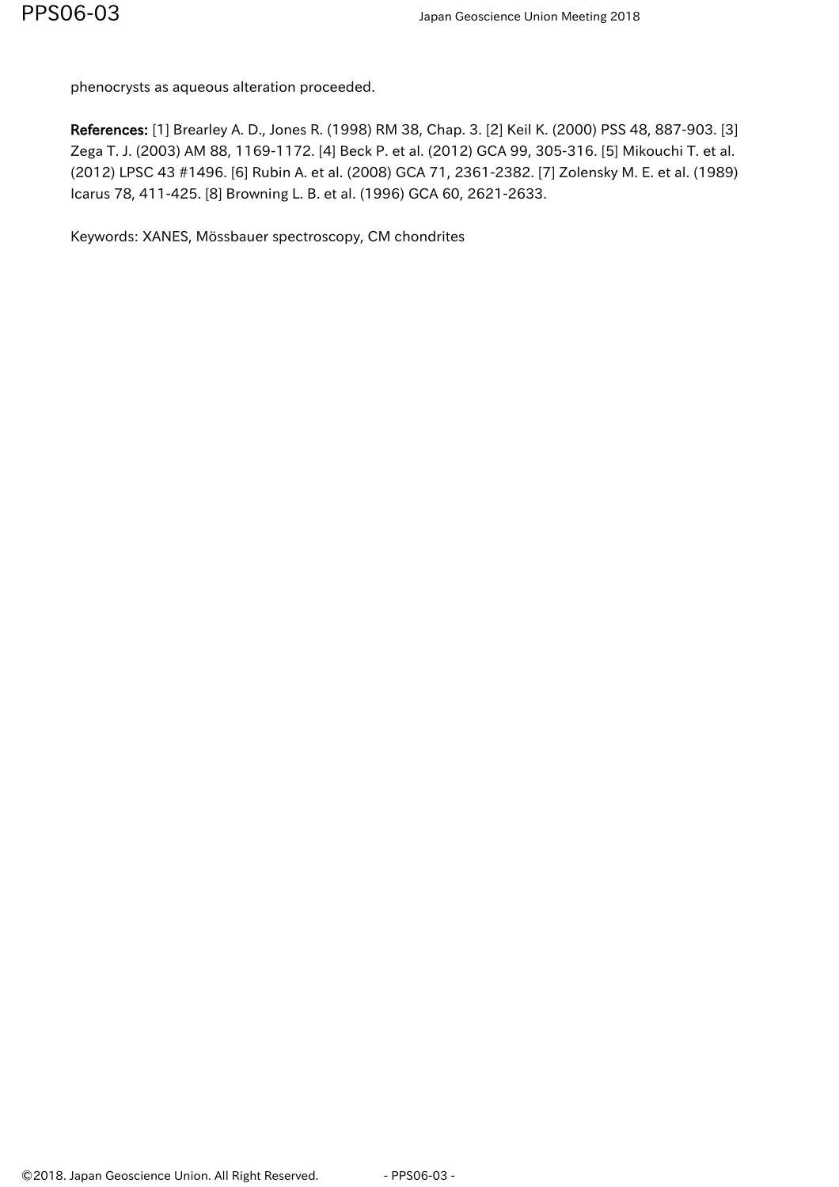phenocrysts as aqueous alteration proceeded.

**References:** [1] Brearley A. D., Jones R. (1998) RM 38, Chap. 3. [2] Keil K. (2000) PSS 48, 887-903. [3] Zega T. J. (2003) AM 88, 1169-1172. [4] Beck P. et al. (2012) GCA 99, 305-316. [5] Mikouchi T. et al. (2012) LPSC 43 #1496. [6] Rubin A. et al. (2008) GCA 71, 2361-2382. [7] Zolensky M. E. et al. (1989) Icarus 78, 411-425. [8] Browning L. B. et al. (1996) GCA 60, 2621-2633.

Keywords: XANES, Mössbauer spectroscopy, CM chondrites